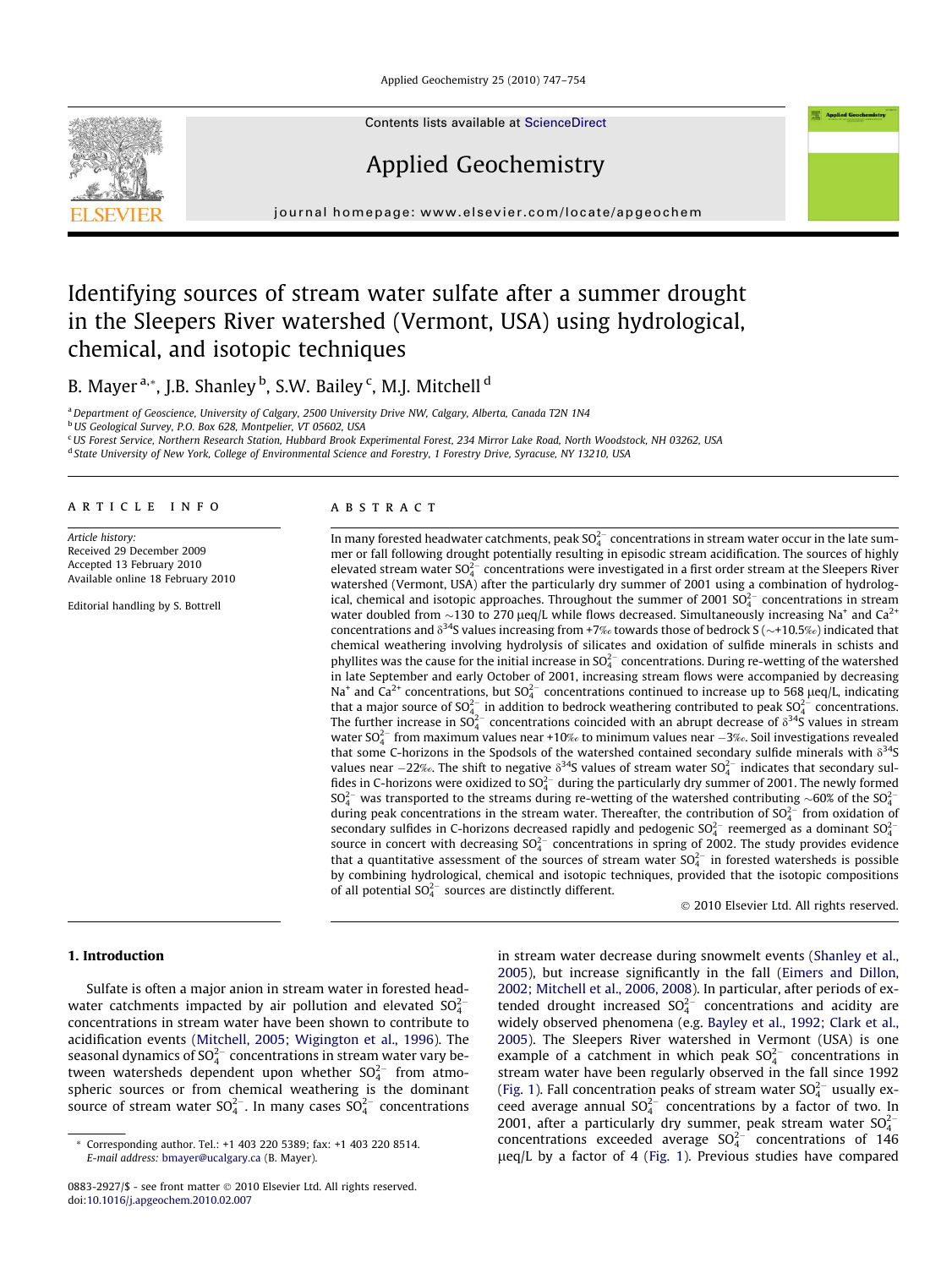# Identifying sources of stream water sulfate after a summer drought in the Sleepers River watershed (Vermont, USA) using hydrological, chemical, and isotopic techniques

B. Mayer[a,*], J.B. Shanley[b], S.W. Bailey[c], M.J. Mitchell[d]

[a] Department of Geoscience, University of Calgary, 2500 University Drive NW, Calgary, Alberta, Canada T2N 1N4
[b] US Geological Survey, P.O. Box 628, Montpelier, VT 05602, USA
[c] US Forest Service, Northern Research Station, Hubbard Brook Experimental Forest, 234 Mirror Lake Road, North Woodstock, NH 03262, USA
[d] State University of New York, College of Environmental Science and Forestry, 1 Forestry Drive, Syracuse, NY 13210, USA

## ARTICLE INFO

*Article history:*
Received 29 December 2009
Accepted 13 February 2010
Available online 18 February 2010

Editorial handling by S. Bottrell

## ABSTRACT

In many forested headwater catchments, peak $SO_4^{2-}$ concentrations in stream water occur in the late summer or fall following drought potentially resulting in episodic stream acidification. The sources of highly elevated stream water $SO_4^{2-}$ concentrations were investigated in a first order stream at the Sleepers River watershed (Vermont, USA) after the particularly dry summer of 2001 using a combination of hydrological, chemical and isotopic approaches. Throughout the summer of 2001 $SO_4^{2-}$ concentrations in stream water doubled from ~130 to 270 μeq/L while flows decreased. Simultaneously increasing $Na^+$ and $Ca^{2+}$ concentrations and $\delta^{34}S$ values increasing from +7‰ towards those of bedrock S (~+10.5‰) indicated that chemical weathering involving hydrolysis of silicates and oxidation of sulfide minerals in schists and phyllites was the cause for the initial increase in $SO_4^{2-}$ concentrations. During re-wetting of the watershed in late September and early October of 2001, increasing stream flows were accompanied by decreasing $Na^+$ and $Ca^{2+}$ concentrations, but $SO_4^{2-}$ concentrations continued to increase up to 568 μeq/L, indicating that a major source of $SO_4^{2-}$ in addition to bedrock weathering contributed to peak $SO_4^{2-}$ concentrations. The further increase in $SO_4^{2-}$ concentrations coincided with an abrupt decrease of $\delta^{34}S$ values in stream water $SO_4^{2-}$ from maximum values near +10‰ to minimum values near −3‰. Soil investigations revealed that some C-horizons in the Spodsols of the watershed contained secondary sulfide minerals with $\delta^{34}S$ values near −22‰. The shift to negative $\delta^{34}S$ values of stream water $SO_4^{2-}$ indicates that secondary sulfides in C-horizons were oxidized to $SO_4^{2-}$ during the particularly dry summer of 2001. The newly formed $SO_4^{2-}$ was transported to the streams during re-wetting of the watershed contributing ~60% of the $SO_4^{2-}$ during peak concentrations in the stream water. Thereafter, the contribution of $SO_4^{2-}$ from oxidation of secondary sulfides in C-horizons decreased rapidly and pedogenic $SO_4^{2-}$ reemerged as a dominant $SO_4^{2-}$ source in concert with decreasing $SO_4^{2-}$ concentrations in spring of 2002. The study provides evidence that a quantitative assessment of the sources of stream water $SO_4^{2-}$ in forested watersheds is possible by combining hydrological, chemical and isotopic techniques, provided that the isotopic compositions of all potential $SO_4^{2-}$ sources are distinctly different.

© 2010 Elsevier Ltd. All rights reserved.

## 1. Introduction

Sulfate is often a major anion in stream water in forested headwater catchments impacted by air pollution and elevated $SO_4^{2-}$ concentrations in stream water have been shown to contribute to acidification events (Mitchell, 2005; Wigington et al., 1996). The seasonal dynamics of $SO_4^{2-}$ concentrations in stream water vary between watersheds dependent upon whether $SO_4^{2-}$ from atmospheric sources or from chemical weathering is the dominant source of stream water $SO_4^{2-}$. In many cases $SO_4^{2-}$ concentrations in stream water decrease during snowmelt events (Shanley et al., 2005), but increase significantly in the fall (Eimers and Dillon, 2002; Mitchell et al., 2006, 2008). In particular, after periods of extended drought increased $SO_4^{2-}$ concentrations and acidity are widely observed phenomena (e.g. Bayley et al., 1992; Clark et al., 2005). The Sleepers River watershed in Vermont (USA) is one example of a catchment in which peak $SO_4^{2-}$ concentrations in stream water have been regularly observed in the fall since 1992 (Fig. 1). Fall concentration peaks of stream water $SO_4^{2-}$ usually exceed average annual $SO_4^{2-}$ concentrations by a factor of two. In 2001, after a particularly dry summer, peak stream water $SO_4^{2-}$ concentrations exceeded average $SO_4^{2-}$ concentrations of 146 μeq/L by a factor of 4 (Fig. 1). Previous studies have compared

---

* Corresponding author. Tel.: +1 403 220 5389; fax: +1 403 220 8514.
E-mail address: bmayer@ucalgary.ca (B. Mayer).

0883-2927/$ - see front matter © 2010 Elsevier Ltd. All rights reserved.
doi:10.1016/j.apgeochem.2010.02.007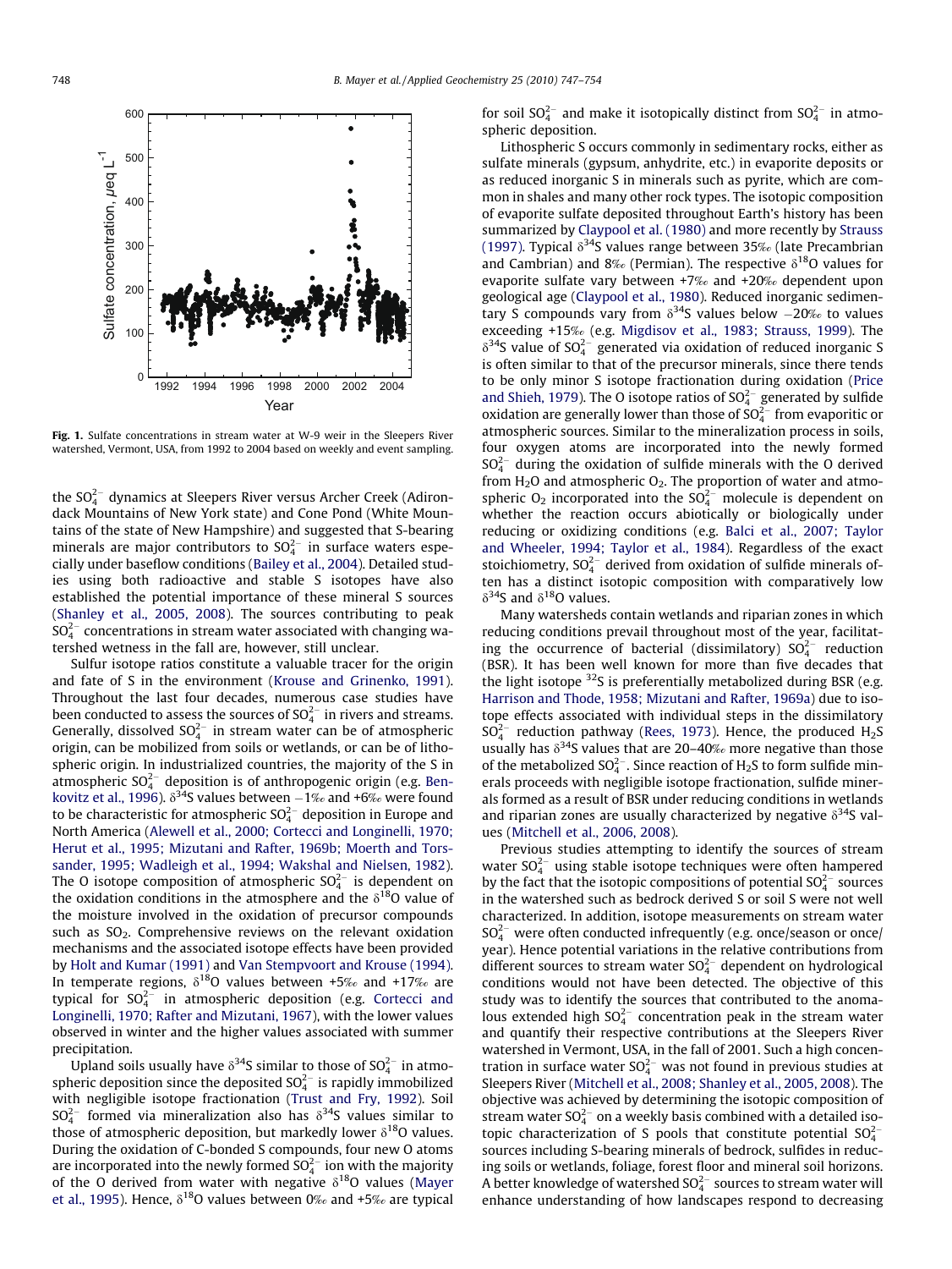**Fig. 1.** Sulfate concentrations in stream water at W-9 weir in the Sleepers River watershed, Vermont, USA, from 1992 to 2004 based on weekly and event sampling.

the $SO_4^{2-}$ dynamics at Sleepers River versus Archer Creek (Adirondack Mountains of New York state) and Cone Pond (White Mountains of the state of New Hampshire) and suggested that S-bearing minerals are major contributors to $SO_4^{2-}$ in surface waters especially under baseflow conditions (Bailey et al., 2004). Detailed studies using both radioactive and stable S isotopes have also established the potential importance of these mineral S sources (Shanley et al., 2005, 2008). The sources contributing to peak $SO_4^{2-}$ concentrations in stream water associated with changing watershed wetness in the fall are, however, still unclear.

Sulfur isotope ratios constitute a valuable tracer for the origin and fate of S in the environment (Krouse and Grinenko, 1991). Throughout the last four decades, numerous case studies have been conducted to assess the sources of $SO_4^{2-}$ in rivers and streams. Generally, dissolved $SO_4^{2-}$ in stream water can be of atmospheric origin, can be mobilized from soils or wetlands, or can be of lithospheric origin. In industrialized countries, the majority of the S in atmospheric $SO_4^{2-}$ deposition is of anthropogenic origin (e.g. Benkovitz et al., 1996). $\delta^{34}S$ values between −1‰ and +6‰ were found to be characteristic for atmospheric $SO_4^{2-}$ deposition in Europe and North America (Alewell et al., 2000; Cortecci and Longinelli, 1970; Herut et al., 1995; Mizutani and Rafter, 1969b; Moerth and Torssander, 1995; Wadleigh et al., 1994; Wakshal and Nielsen, 1982). The O isotope composition of atmospheric $SO_4^{2-}$ is dependent on the oxidation conditions in the atmosphere and the $\delta^{18}O$ value of the moisture involved in the oxidation of precursor compounds such as $SO_2$. Comprehensive reviews on the relevant oxidation mechanisms and the associated isotope effects have been provided by Holt and Kumar (1991) and Van Stempvoort and Krouse (1994). In temperate regions, $\delta^{18}O$ values between +5‰ and +17‰ are typical for $SO_4^{2-}$ in atmospheric deposition (e.g. Cortecci and Longinelli, 1970; Rafter and Mizutani, 1967), with the lower values observed in winter and the higher values associated with summer precipitation.

Upland soils usually have $\delta^{34}S$ similar to those of $SO_4^{2-}$ in atmospheric deposition since the deposited $SO_4^{2-}$ is rapidly immobilized with negligible isotope fractionation (Trust and Fry, 1992). Soil $SO_4^{2-}$ formed via mineralization also has $\delta^{34}S$ values similar to those of atmospheric deposition, but markedly lower $\delta^{18}O$ values. During the oxidation of C-bonded S compounds, four new O atoms are incorporated into the newly formed $SO_4^{2-}$ ion with the majority of the O derived from water with negative $\delta^{18}O$ values (Mayer et al., 1995). Hence, $\delta^{18}O$ values between 0‰ and +5‰ are typical for soil $SO_4^{2-}$ and make it isotopically distinct from $SO_4^{2-}$ in atmospheric deposition.

Lithospheric S occurs commonly in sedimentary rocks, either as sulfate minerals (gypsum, anhydrite, etc.) in evaporite deposits or as reduced inorganic S in minerals such as pyrite, which are common in shales and many other rock types. The isotopic composition of evaporite sulfate deposited throughout Earth's history has been summarized by Claypool et al. (1980) and more recently by Strauss (1997). Typical $\delta^{34}S$ values range between 35‰ (late Precambrian and Cambrian) and 8‰ (Permian). The respective $\delta^{18}O$ values for evaporite sulfate vary between +7‰ and +20‰ dependent upon geological age (Claypool et al., 1980). Reduced inorganic sedimentary S compounds vary from $\delta^{34}S$ values below −20‰ to values exceeding +15‰ (e.g. Migdisov et al., 1983; Strauss, 1999). The $\delta^{34}S$ value of $SO_4^{2-}$ generated via oxidation of reduced inorganic S is often similar to that of the precursor minerals, since there tends to be only minor S isotope fractionation during oxidation (Price and Shieh, 1979). The O isotope ratios of $SO_4^{2-}$ generated by sulfide oxidation are generally lower than those of $SO_4^{2-}$ from evaporitic or atmospheric sources. Similar to the mineralization process in soils, four oxygen atoms are incorporated into the newly formed $SO_4^{2-}$ during the oxidation of sulfide minerals with the O derived from $H_2O$ and atmospheric $O_2$. The proportion of water and atmospheric $O_2$ incorporated into the $SO_4^{2-}$ molecule is dependent on whether the reaction occurs abiotically or biologically under reducing or oxidizing conditions (e.g. Balci et al., 2007; Taylor and Wheeler, 1994; Taylor et al., 1984). Regardless of the exact stoichiometry, $SO_4^{2-}$ derived from oxidation of sulfide minerals often has a distinct isotopic composition with comparatively low $\delta^{34}S$ and $\delta^{18}O$ values.

Many watersheds contain wetlands and riparian zones in which reducing conditions prevail throughout most of the year, facilitating the occurrence of bacterial (dissimilatory) $SO_4^{2-}$ reduction (BSR). It has been well known for more than five decades that the light isotope $^{32}S$ is preferentially metabolized during BSR (e.g. Harrison and Thode, 1958; Mizutani and Rafter, 1969a) due to isotope effects associated with individual steps in the dissimilatory $SO_4^{2-}$ reduction pathway (Rees, 1973). Hence, the produced $H_2S$ usually has $\delta^{34}S$ values that are 20–40‰ more negative than those of the metabolized $SO_4^{2-}$. Since reaction of $H_2S$ to form sulfide minerals proceeds with negligible isotope fractionation, sulfide minerals formed as a result of BSR under reducing conditions in wetlands and riparian zones are usually characterized by negative $\delta^{34}S$ values (Mitchell et al., 2006, 2008).

Previous studies attempting to identify the sources of stream water $SO_4^{2-}$ using stable isotope techniques were often hampered by the fact that the isotopic compositions of potential $SO_4^{2-}$ sources in the watershed such as bedrock derived S or soil S were not well characterized. In addition, isotope measurements on stream water $SO_4^{2-}$ were often conducted infrequently (e.g. once/season or once/year). Hence potential variations in the relative contributions from different sources to stream water $SO_4^{2-}$ dependent on hydrological conditions would not have been detected. The objective of this study was to identify the sources that contributed to the anomalous extended high $SO_4^{2-}$ concentration peak in the stream water and quantify their respective contributions at the Sleepers River watershed in Vermont, USA, in the fall of 2001. Such a high concentration in surface water $SO_4^{2-}$ was not found in previous studies at Sleepers River (Mitchell et al., 2008; Shanley et al., 2005, 2008). The objective was achieved by determining the isotopic composition of stream water $SO_4^{2-}$ on a weekly basis combined with a detailed isotopic characterization of S pools that constitute potential $SO_4^{2-}$ sources including S-bearing minerals of bedrock, sulfides in reducing soils or wetlands, foliage, forest floor and mineral soil horizons. A better knowledge of watershed $SO_4^{2-}$ sources to stream water will enhance understanding of how landscapes respond to decreasing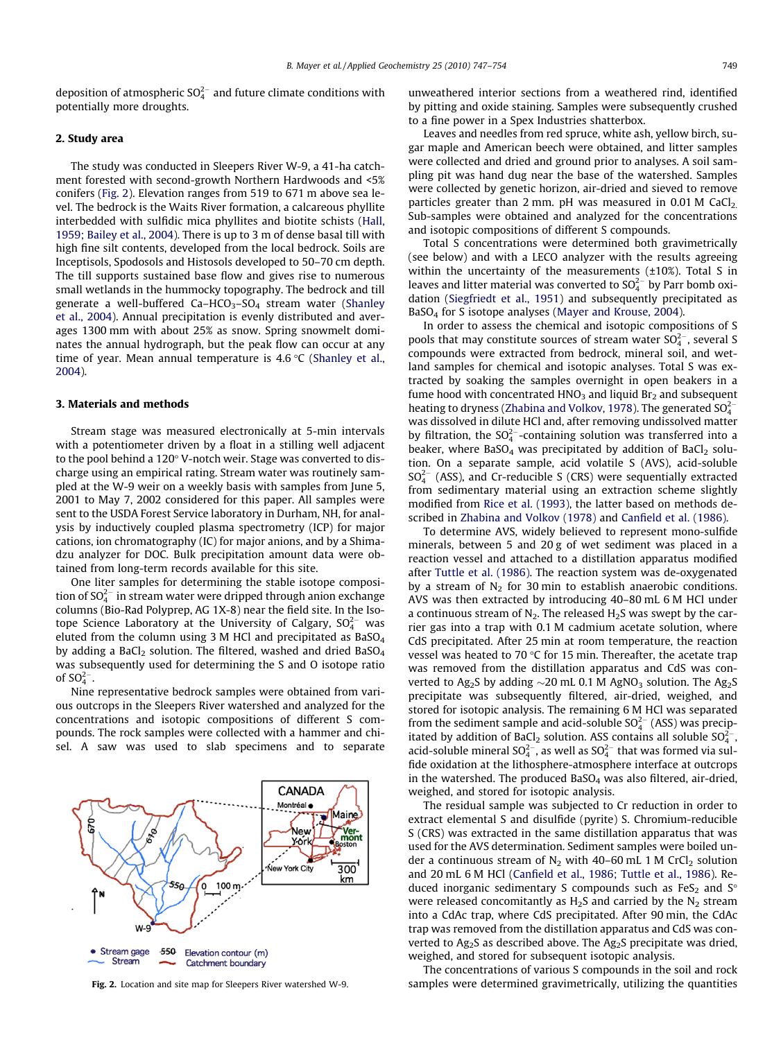deposition of atmospheric $SO_4^{2-}$ and future climate conditions with potentially more droughts.

## 2. Study area

The study was conducted in Sleepers River W-9, a 41-ha catchment forested with second-growth Northern Hardwoods and <5% conifers (Fig. 2). Elevation ranges from 519 to 671 m above sea level. The bedrock is the Waits River formation, a calcareous phyllite interbedded with sulfidic mica phyllites and biotite schists (Hall, 1959; Bailey et al., 2004). There is up to 3 m of dense basal till with high fine silt contents, developed from the local bedrock. Soils are Inceptisols, Spodosols and Histosols developed to 50–70 cm depth. The till supports sustained base flow and gives rise to numerous small wetlands in the hummocky topography. The bedrock and till generate a well-buffered Ca–$HCO_3$–$SO_4$ stream water (Shanley et al., 2004). Annual precipitation is evenly distributed and averages 1300 mm with about 25% as snow. Spring snowmelt dominates the annual hydrograph, but the peak flow can occur at any time of year. Mean annual temperature is 4.6 °C (Shanley et al., 2004).

## 3. Materials and methods

Stream stage was measured electronically at 5-min intervals with a potentiometer driven by a float in a stilling well adjacent to the pool behind a 120° V-notch weir. Stage was converted to discharge using an empirical rating. Stream water was routinely sampled at the W-9 weir on a weekly basis with samples from June 5, 2001 to May 7, 2002 considered for this paper. All samples were sent to the USDA Forest Service laboratory in Durham, NH, for analysis by inductively coupled plasma spectrometry (ICP) for major cations, ion chromatography (IC) for major anions, and by a Shimadzu analyzer for DOC. Bulk precipitation amount data were obtained from long-term records available for this site.

One liter samples for determining the stable isotope composition of $SO_4^{2-}$ in stream water were dripped through anion exchange columns (Bio-Rad Polyprep, AG 1X-8) near the field site. In the Isotope Science Laboratory at the University of Calgary, $SO_4^{2-}$ was eluted from the column using 3 M HCl and precipitated as $BaSO_4$ by adding a $BaCl_2$ solution. The filtered, washed and dried $BaSO_4$ was subsequently used for determining the S and O isotope ratio of $SO_4^{2-}$.

Nine representative bedrock samples were obtained from various outcrops in the Sleepers River watershed and analyzed for the concentrations and isotopic compositions of different S compounds. The rock samples were collected with a hammer and chisel. A saw was used to slab specimens and to separate unweathered interior sections from a weathered rind, identified by pitting and oxide staining. Samples were subsequently crushed to a fine power in a Spex Industries shatterbox.

Fig. 2. Location and site map for Sleepers River watershed W-9.

Leaves and needles from red spruce, white ash, yellow birch, sugar maple and American beech were obtained, and litter samples were collected and dried and ground prior to analyses. A soil sampling pit was hand dug near the base of the watershed. Samples were collected by genetic horizon, air-dried and sieved to remove particles greater than 2 mm. pH was measured in 0.01 M $CaCl_2$. Sub-samples were obtained and analyzed for the concentrations and isotopic compositions of different S compounds.

Total S concentrations were determined both gravimetrically (see below) and with a LECO analyzer with the results agreeing within the uncertainty of the measurements (±10%). Total S in leaves and litter material was converted to $SO_4^{2-}$ by Parr bomb oxidation (Siegfriedt et al., 1951) and subsequently precipitated as $BaSO_4$ for S isotope analyses (Mayer and Krouse, 2004).

In order to assess the chemical and isotopic compositions of S pools that may constitute sources of stream water $SO_4^{2-}$, several S compounds were extracted from bedrock, mineral soil, and wetland samples for chemical and isotopic analyses. Total S was extracted by soaking the samples overnight in open beakers in a fume hood with concentrated $HNO_3$ and liquid $Br_2$ and subsequent heating to dryness (Zhabina and Volkov, 1978). The generated $SO_4^{2-}$ was dissolved in dilute HCl and, after removing undissolved matter by filtration, the $SO_4^{2-}$-containing solution was transferred into a beaker, where $BaSO_4$ was precipitated by addition of 0.1 M $BaCl_2$ solution. On a separate sample, acid volatile S (AVS), acid-soluble $SO_4^{2-}$ (ASS), and Cr-reducible S (CRS) were sequentially extracted from sedimentary material using an extraction scheme slightly modified from Rice et al. (1993), the latter based on methods described in Zhabina and Volkov (1978) and Canfield et al. (1986).

To determine AVS, widely believed to represent mono-sulfide minerals, between 5 and 20 g of wet sediment was placed in a reaction vessel and attached to a distillation apparatus modified after Tuttle et al. (1986). The reaction system was de-oxygenated by a stream of $N_2$ for 30 min to establish anaerobic conditions. AVS was then extracted by introducing 40–80 mL 6 M HCl under a continuous stream of $N_2$. The released $H_2S$ was swept by the carrier gas into a trap with 0.1 M cadmium acetate solution, where CdS precipitated. After 25 min at room temperature, the reaction vessel was heated to 70 °C for 15 min. Thereafter, the acetate trap was removed from the distillation apparatus and CdS was converted to $Ag_2S$ by adding ~20 mL 0.1 M $AgNO_3$ solution. The $Ag_2S$ precipitate was subsequently filtered, air-dried, weighed, and stored for isotopic analysis. The remaining 6 M HCl was separated from the sediment sample and acid-soluble $SO_4^{2-}$ (ASS) was precipitated by addition of $BaCl_2$ solution. ASS contains all soluble $SO_4^{2-}$, acid-soluble mineral $SO_4^{2-}$, as well as $SO_4^{2-}$ that was formed via sulfide oxidation at the lithosphere-atmosphere interface at outcrops in the watershed. The produced $BaSO_4$ was also filtered, air-dried, weighed, and stored for isotopic analysis.

The residual sample was subjected to Cr reduction in order to extract elemental S and disulfide (pyrite) S. Chromium-reducible S (CRS) was extracted in the same distillation apparatus that was used for the AVS determination. Sediment samples were boiled under a continuous stream of $N_2$ with 40–60 mL 1 M $CrCl_2$ solution and 20 mL 6 M HCl (Canfield et al., 1986; Tuttle et al., 1986). Reduced inorganic sedimentary S compounds such as $FeS_2$ and S° were released concomitantly as $H_2S$ and carried by the $N_2$ stream into a CdAc trap, where CdS precipitated. After 90 min, the CdAc trap was removed from the distillation apparatus and CdS was converted to $Ag_2S$ as described above. The $Ag_2S$ precipitate was dried, weighed, and stored for subsequent isotopic analysis.

The concentrations of various S compounds in the soil and rock samples were determined gravimetrically, utilizing the quantities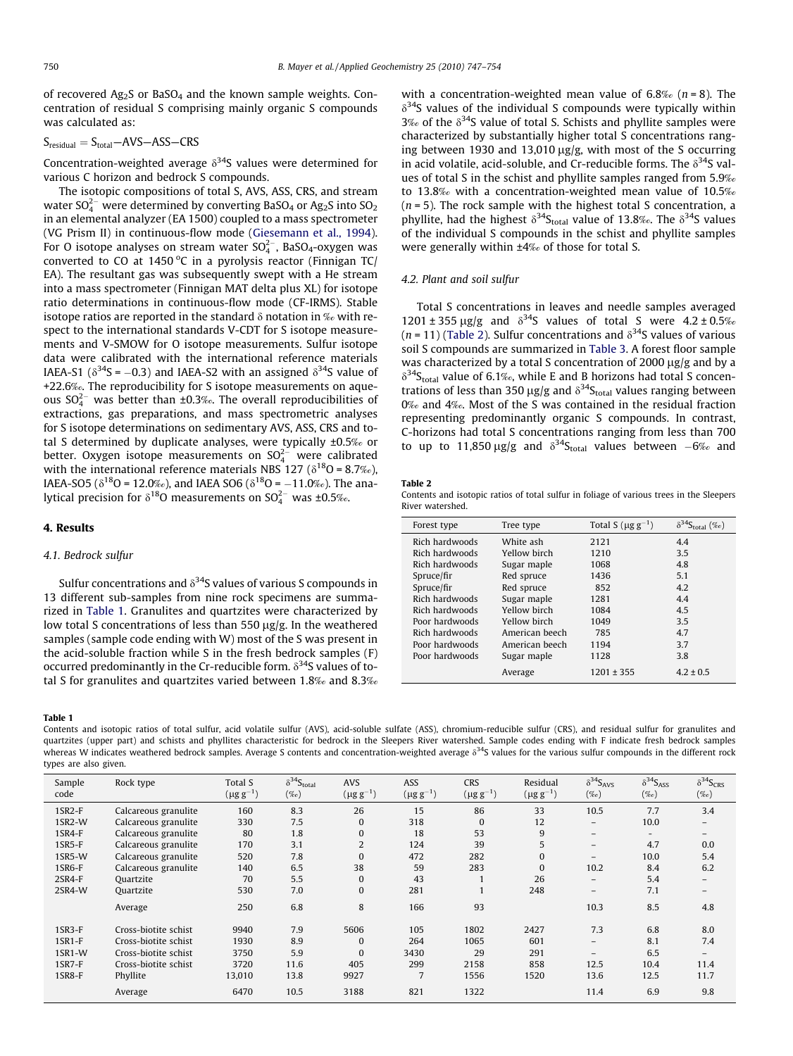of recovered $Ag_2S$ or $BaSO_4$ and the known sample weights. Concentration of residual S comprising mainly organic S compounds was calculated as:

$$S_{residual} = S_{total} - AVS - ASS - CRS$$

Concentration-weighted average $\delta^{34}S$ values were determined for various C horizon and bedrock S compounds.

The isotopic compositions of total S, AVS, ASS, CRS, and stream water $SO_4^{2-}$ were determined by converting $BaSO_4$ or $Ag_2S$ into $SO_2$ in an elemental analyzer (EA 1500) coupled to a mass spectrometer (VG Prism II) in continuous-flow mode (Giesemann et al., 1994). For O isotope analyses on stream water $SO_4^{2-}$, $BaSO_4$-oxygen was converted to CO at 1450 °C in a pyrolysis reactor (Finnigan TC/EA). The resultant gas was subsequently swept with a He stream into a mass spectrometer (Finnigan MAT delta plus XL) for isotope ratio determinations in continuous-flow mode (CF-IRMS). Stable isotope ratios are reported in the standard δ notation in ‰ with respect to the international standards V-CDT for S isotope measurements and V-SMOW for O isotope measurements. Sulfur isotope data were calibrated with the international reference materials IAEA-S1 ($\delta^{34}S = -0.3$) and IAEA-S2 with an assigned $\delta^{34}S$ value of +22.6‰. The reproducibility for S isotope measurements on aqueous $SO_4^{2-}$ was better than ±0.3‰. The overall reproducibilities of extractions, gas preparations, and mass spectrometric analyses for S isotope determinations on sedimentary AVS, ASS, CRS and total S determined by duplicate analyses, were typically ±0.5‰ or better. Oxygen isotope measurements on $SO_4^{2-}$ were calibrated with the international reference materials NBS 127 ($\delta^{18}O = 8.7$‰), IAEA-SO5 ($\delta^{18}O = 12.0$‰), and IAEA SO6 ($\delta^{18}O = -11.0$‰). The analytical precision for $\delta^{18}O$ measurements on $SO_4^{2-}$ was ±0.5‰.

## 4. Results

### 4.1. Bedrock sulfur

Sulfur concentrations and $\delta^{34}S$ values of various S compounds in 13 different sub-samples from nine rock specimens are summarized in Table 1. Granulites and quartzites were characterized by low total S concentrations of less than 550 μg/g. In the weathered samples (sample code ending with W) most of the S was present in the acid-soluble fraction while S in the fresh bedrock samples (F) occurred predominantly in the Cr-reducible form. $\delta^{34}S$ values of total S for granulites and quartzites varied between 1.8‰ and 8.3‰ with a concentration-weighted mean value of 6.8‰ ($n = 8$). The $\delta^{34}S$ values of the individual S compounds were typically within 3‰ of the $\delta^{34}S$ value of total S. Schists and phyllite samples were characterized by substantially higher total S concentrations ranging between 1930 and 13,010 μg/g, with most of the S occurring in acid volatile, acid-soluble, and Cr-reducible forms. The $\delta^{34}S$ values of total S in the schist and phyllite samples ranged from 5.9‰ to 13.8‰ with a concentration-weighted mean value of 10.5‰ ($n = 5$). The rock sample with the highest total S concentration, a phyllite, had the highest $\delta^{34}S_{total}$ value of 13.8‰. The $\delta^{34}S$ values of the individual S compounds in the schist and phyllite samples were generally within ±4‰ of those for total S.

### 4.2. Plant and soil sulfur

Total S concentrations in leaves and needle samples averaged 1201 ± 355 μg/g and $\delta^{34}S$ values of total S were 4.2 ± 0.5‰ ($n = 11$) (Table 2). Sulfur concentrations and $\delta^{34}S$ values of various soil S compounds are summarized in Table 3. A forest floor sample was characterized by a total S concentration of 2000 μg/g and by a $\delta^{34}S_{total}$ value of 6.1‰, while E and B horizons had total S concentrations of less than 350 μg/g and $\delta^{34}S_{total}$ values ranging between 0‰ and 4‰. Most of the S was contained in the residual fraction representing predominantly organic S compounds. In contrast, C-horizons had total S concentrations ranging from less than 700 to up to 11,850 μg/g and $\delta^{34}S_{total}$ values between −6‰ and

**Table 2**
Contents and isotopic ratios of total sulfur in foliage of various trees in the Sleepers River watershed.

| Forest type | Tree type | Total S (μg g$^{-1}$) | $\delta^{34}S_{total}$ (‰) |
|---|---|---|---|
| Rich hardwoods | White ash | 2121 | 4.4 |
| Rich hardwoods | Yellow birch | 1210 | 3.5 |
| Rich hardwoods | Sugar maple | 1068 | 4.8 |
| Spruce/fir | Red spruce | 1436 | 5.1 |
| Spruce/fir | Red spruce | 852 | 4.2 |
| Rich hardwoods | Sugar maple | 1281 | 4.4 |
| Rich hardwoods | Yellow birch | 1084 | 4.5 |
| Poor hardwoods | Yellow birch | 1049 | 3.5 |
| Rich hardwoods | American beech | 785 | 4.7 |
| Poor hardwoods | American beech | 1194 | 3.7 |
| Poor hardwoods | Sugar maple | 1128 | 3.8 |
| | Average | 1201 ± 355 | 4.2 ± 0.5 |

**Table 1**
Contents and isotopic ratios of total sulfur, acid volatile sulfur (AVS), acid-soluble sulfate (ASS), chromium-reducible sulfur (CRS), and residual sulfur for granulites and quartzites (upper part) and schists and phyllites characteristic for bedrock in the Sleepers River watershed. Sample codes ending with F indicate fresh bedrock samples whereas W indicates weathered bedrock samples. Average S contents and concentration-weighted average $\delta^{34}S$ values for the various sulfur compounds in the different rock types are also given.

| Sample code | Rock type | Total S (μg g$^{-1}$) | $\delta^{34}S_{total}$ (‰) | AVS (μg g$^{-1}$) | ASS (μg g$^{-1}$) | CRS (μg g$^{-1}$) | Residual (μg g$^{-1}$) | $\delta^{34}S_{AVS}$ (‰) | $\delta^{34}S_{ASS}$ (‰) | $\delta^{34}S_{CRS}$ (‰) |
|---|---|---|---|---|---|---|---|---|---|---|
| 1SR2-F | Calcareous granulite | 160 | 8.3 | 26 | 15 | 86 | 33 | 10.5 | 7.7 | 3.4 |
| 1SR2-W | Calcareous granulite | 330 | 7.5 | 0 | 318 | 0 | 12 | – | 10.0 | – |
| 1SR4-F | Calcareous granulite | 80 | 1.8 | 0 | 18 | 53 | 9 | – | – | – |
| 1SR5-F | Calcareous granulite | 170 | 3.1 | 2 | 124 | 39 | 5 | – | 4.7 | 0.0 |
| 1SR5-W | Calcareous granulite | 520 | 7.8 | 0 | 472 | 282 | 0 | – | 10.0 | 5.4 |
| 1SR6-F | Calcareous granulite | 140 | 6.5 | 38 | 59 | 283 | 0 | 10.2 | 8.4 | 6.2 |
| 2SR4-F | Quartzite | 70 | 5.5 | 0 | 43 | 1 | 26 | – | 5.4 | – |
| 2SR4-W | Quartzite | 530 | 7.0 | 0 | 281 | 1 | 248 | – | 7.1 | – |
| | Average | 250 | 6.8 | 8 | 166 | 93 | | 10.3 | 8.5 | 4.8 |
| 1SR3-F | Cross-biotite schist | 9940 | 7.9 | 5606 | 105 | 1802 | 2427 | 7.3 | 6.8 | 8.0 |
| 1SR1-F | Cross-biotite schist | 1930 | 8.9 | 0 | 264 | 1065 | 601 | – | 8.1 | 7.4 |
| 1SR1-W | Cross-biotite schist | 3750 | 5.9 | 0 | 3430 | 29 | 291 | – | 6.5 | – |
| 1SR7-F | Cross-biotite schist | 3720 | 11.6 | 405 | 299 | 2158 | 858 | 12.5 | 10.4 | 11.4 |
| 1SR8-F | Phyllite | 13,010 | 13.8 | 9927 | 7 | 1556 | 1520 | 13.6 | 12.5 | 11.7 |
| | Average | 6470 | 10.5 | 3188 | 821 | 1322 | | 11.4 | 6.9 | 9.8 |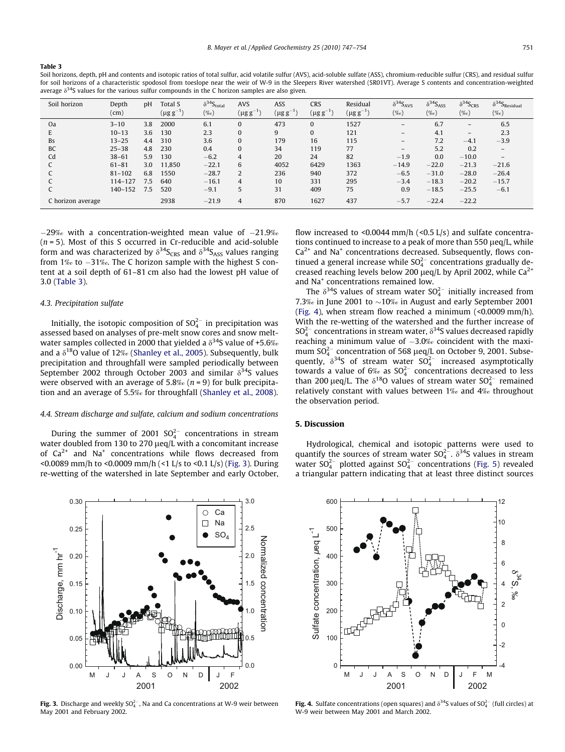**Table 3**

Soil horizons, depth, pH and contents and isotopic ratios of total sulfur, acid volatile sulfur (AVS), acid-soluble sulfate (ASS), chromium-reducible sulfur (CRS), and residual sulfur for soil horizons of a characteristic spodosol from toeslope near the weir of W-9 in the Sleepers River watershed (SR01VT). Average S contents and concentration-weighted average $\delta^{34}S$ values for the various sulfur compounds in the C horizon samples are also given.

| Soil horizon | Depth (cm) | pH | Total S ($\mu g\ g^{-1}$) | $\delta^{34}S_{total}$ (‰) | AVS ($\mu g\ g^{-1}$) | ASS ($\mu g\ g^{-1}$) | CRS ($\mu g\ g^{-1}$) | Residual ($\mu g\ g^{-1}$) | $\delta^{34}S_{AVS}$ (‰) | $\delta^{34}S_{ASS}$ (‰) | $\delta^{34}S_{CRS}$ (‰) | $\delta^{34}S_{Residual}$ (‰) |
|---|---|---|---|---|---|---|---|---|---|---|---|---|
| Oa | 3–10 | 3.8 | 2000 | 6.1 | 0 | 473 | 0 | 1527 | – | 6.7 | – | 6.5 |
| E | 10–13 | 3.6 | 130 | 2.3 | 0 | 9 | 0 | 121 | – | 4.1 | – | 2.3 |
| Bs | 13–25 | 4.4 | 310 | 3.6 | 0 | 179 | 16 | 115 | – | 7.2 | −4.1 | −3.9 |
| BC | 25–38 | 4.8 | 230 | 0.4 | 0 | 34 | 119 | 77 | – | 5.2 | 0.2 | – |
| Cd | 38–61 | 5.9 | 130 | −6.2 | 4 | 20 | 24 | 82 | −1.9 | 0.0 | −10.0 | – |
| C | 61–81 | 3.0 | 11,850 | −22.1 | 6 | 4052 | 6429 | 1363 | −14.9 | −22.0 | −21.3 | −21.6 |
| C | 81–102 | 6.8 | 1550 | −28.7 | 2 | 236 | 940 | 372 | −6.5 | −31.0 | −28.0 | −26.4 |
| C | 114–127 | 7.5 | 640 | −16.1 | 4 | 10 | 331 | 295 | −3.4 | −18.3 | −20.2 | −15.7 |
| C | 140–152 | 7.5 | 520 | −9.1 | 5 | 31 | 409 | 75 | 0.9 | −18.5 | −25.5 | −6.1 |
| C horizon average | | | 2938 | −21.9 | 4 | 870 | 1627 | 437 | −5.7 | −22.4 | −22.2 | |

−29‰ with a concentration-weighted mean value of −21.9‰ ($n = 5$). Most of this S occurred in Cr-reducible and acid-soluble form and was characterized by $\delta^{34}S_{CRS}$ and $\delta^{34}S_{ASS}$ values ranging from 1‰ to −31‰. The C horizon sample with the highest S content at a soil depth of 61–81 cm also had the lowest pH value of 3.0 (Table 3).

### 4.3. Precipitation sulfate

Initially, the isotopic composition of $SO_4^{2-}$ in precipitation was assessed based on analyses of pre-melt snow cores and snow meltwater samples collected in 2000 that yielded a $\delta^{34}S$ value of +5.6‰ and a $\delta^{18}O$ value of 12‰ (Shanley et al., 2005). Subsequently, bulk precipitation and throughfall were sampled periodically between September 2002 through October 2003 and similar $\delta^{34}S$ values were observed with an average of 5.8‰ ($n = 9$) for bulk precipitation and an average of 5.5‰ for throughfall (Shanley et al., 2008).

### 4.4. Stream discharge and sulfate, calcium and sodium concentrations

During the summer of 2001 $SO_4^{2-}$ concentrations in stream water doubled from 130 to 270 μeq/L with a concomitant increase of $Ca^{2+}$ and $Na^{+}$ concentrations while flows decreased from <0.0089 mm/h to <0.0009 mm/h (<1 L/s to <0.1 L/s) (Fig. 3). During re-wetting of the watershed in late September and early October, flow increased to <0.0044 mm/h (<0.5 L/s) and sulfate concentrations continued to increase to a peak of more than 550 μeq/L, while $Ca^{2+}$ and $Na^{+}$ concentrations decreased. Subsequently, flows continued a general increase while $SO_4^{2-}$ concentrations gradually decreased reaching levels below 200 μeq/L by April 2002, while $Ca^{2+}$ and $Na^{+}$ concentrations remained low.

The $\delta^{34}S$ values of stream water $SO_4^{2-}$ initially increased from 7.3‰ in June 2001 to ~10‰ in August and early September 2001 (Fig. 4), when stream flow reached a minimum (<0.0009 mm/h). With the re-wetting of the watershed and the further increase of $SO_4^{2-}$ concentrations in stream water, $\delta^{34}S$ values decreased rapidly reaching a minimum value of −3.0‰ coincident with the maximum $SO_4^{2-}$ concentration of 568 μeq/L on October 9, 2001. Subsequently, $\delta^{34}S$ of stream water $SO_4^{2-}$ increased asymptotically towards a value of 6‰ as $SO_4^{2-}$ concentrations decreased to less than 200 μeq/L. The $\delta^{18}O$ values of stream water $SO_4^{2-}$ remained relatively constant with values between 1‰ and 4‰ throughout the observation period.

## 5. Discussion

Hydrological, chemical and isotopic patterns were used to quantify the sources of stream water $SO_4^{2-}$. $\delta^{34}S$ values in stream water $SO_4^{2-}$ plotted against $SO_4^{2-}$ concentrations (Fig. 5) revealed a triangular pattern indicating that at least three distinct sources

**Fig. 3.** Discharge and weekly $SO_4^{2-}$, Na and Ca concentrations at W-9 weir between May 2001 and February 2002.

**Fig. 4.** Sulfate concentrations (open squares) and $\delta^{34}S$ values of $SO_4^{2-}$ (full circles) at W-9 weir between May 2001 and March 2002.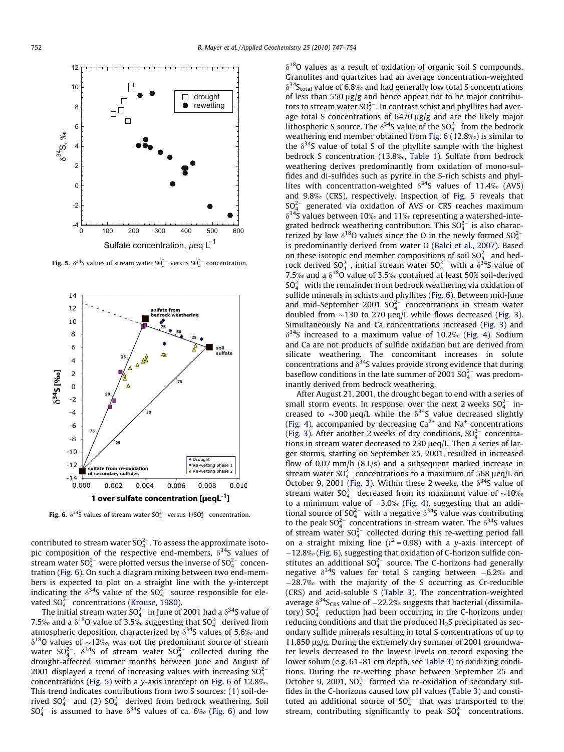Fig. 5. $\delta^{34}S$ values of stream water $SO_4^{2-}$ versus $SO_4^{2-}$ concentration.

Fig. 6. $\delta^{34}S$ values of stream water $SO_4^{2-}$ versus $1/SO_4^{2-}$ concentration.

contributed to stream water $SO_4^{2-}$. To assess the approximate isotopic composition of the respective end-members, $\delta^{34}S$ values of stream water $SO_4^{2-}$ were plotted versus the inverse of $SO_4^{2-}$ concentration (Fig. 6). On such a diagram mixing between two end-members is expected to plot on a straight line with the y-intercept indicating the $\delta^{34}S$ value of the $SO_4^{2-}$ source responsible for elevated $SO_4^{2-}$ concentrations (Krouse, 1980).

The initial stream water $SO_4^{2-}$ in June of 2001 had a $\delta^{34}S$ value of 7.5‰ and a $\delta^{18}O$ value of 3.5‰ suggesting that $SO_4^{2-}$ derived from atmospheric deposition, characterized by $\delta^{34}S$ values of 5.6‰ and $\delta^{18}O$ values of ~12‰, was not the predominant source of stream water $SO_4^{2-}$. $\delta^{34}S$ of stream water $SO_4^{2-}$ collected during the drought-affected summer months between June and August of 2001 displayed a trend of increasing values with increasing $SO_4^{2-}$ concentrations (Fig. 5) with a y-axis intercept on Fig. 6 of 12.8‰. This trend indicates contributions from two S sources: (1) soil-derived $SO_4^{2-}$ and (2) $SO_4^{2-}$ derived from bedrock weathering. Soil $SO_4^{2-}$ is assumed to have $\delta^{34}S$ values of ca. 6‰ (Fig. 6) and low $\delta^{18}O$ values as a result of oxidation of organic soil S compounds. Granulites and quartzites had an average concentration-weighted $\delta^{34}S_{total}$ value of 6.8‰ and had generally low total S concentrations of less than 550 μg/g and hence appear not to be major contributors to stream water $SO_4^{2-}$. In contrast schist and phyllites had average total S concentrations of 6470 μg/g and are the likely major lithospheric S source. The $\delta^{34}S$ value of the $SO_4^{2-}$ from the bedrock weathering end member obtained from Fig. 6 (12.8‰) is similar to the $\delta^{34}S$ value of total S of the phyllite sample with the highest bedrock S concentration (13.8‰, Table 1). Sulfate from bedrock weathering derives predominantly from oxidation of mono-sulfides and di-sulfides such as pyrite in the S-rich schists and phyllites with concentration-weighted $\delta^{34}S$ values of 11.4‰ (AVS) and 9.8‰ (CRS), respectively. Inspection of Fig. 5 reveals that $SO_4^{2-}$ generated via oxidation of AVS or CRS reaches maximum $\delta^{34}S$ values between 10‰ and 11‰ representing a watershed-integrated bedrock weathering contribution. This $SO_4^{2-}$ is also characterized by low $\delta^{18}O$ values since the O in the newly formed $SO_4^{2-}$ is predominantly derived from water O (Balci et al., 2007). Based on these isotopic end member compositions of soil $SO_4^{2-}$ and bedrock derived $SO_4^{2-}$, initial stream water $SO_4^{2-}$ with a $\delta^{34}S$ value of 7.5‰ and a $\delta^{18}O$ value of 3.5‰ contained at least 50% soil-derived $SO_4^{2-}$ with the remainder from bedrock weathering via oxidation of sulfide minerals in schists and phyllites (Fig. 6). Between mid-June and mid-September 2001 $SO_4^{2-}$ concentrations in stream water doubled from ~130 to 270 μeq/L while flows decreased (Fig. 3). Simultaneously Na and Ca concentrations increased (Fig. 3) and $\delta^{34}S$ increased to a maximum value of 10.2‰ (Fig. 4). Sodium and Ca are not products of sulfide oxidation but are derived from silicate weathering. The concomitant increases in solute concentrations and $\delta^{34}S$ values provide strong evidence that during baseflow conditions in the late summer of 2001 $SO_4^{2-}$ was predominantly derived from bedrock weathering.

After August 21, 2001, the drought began to end with a series of small storm events. In response, over the next 2 weeks $SO_4^{2-}$ increased to ~300 μeq/L while the $\delta^{34}S$ value decreased slightly (Fig. 4), accompanied by decreasing $Ca^{2+}$ and $Na^+$ concentrations (Fig. 3). After another 2 weeks of dry conditions, $SO_4^{2-}$ concentrations in stream water decreased to 230 μeq/L. Then a series of larger storms, starting on September 25, 2001, resulted in increased flow of 0.07 mm/h (8 L/s) and a subsequent marked increase in stream water $SO_4^{2-}$ concentrations to a maximum of 568 μeq/L on October 9, 2001 (Fig. 3). Within these 2 weeks, the $\delta^{34}S$ value of stream water $SO_4^{2-}$ decreased from its maximum value of ~10‰ to a minimum value of −3.0‰ (Fig. 4), suggesting that an additional source of $SO_4^{2-}$ with a negative $\delta^{34}S$ value was contributing to the peak $SO_4^{2-}$ concentrations in stream water. The $\delta^{34}S$ values of stream water $SO_4^{2-}$ collected during this re-wetting period fall on a straight mixing line ($r^2 = 0.98$) with a y-axis intercept of −12.8‰ (Fig. 6), suggesting that oxidation of C-horizon sulfide constitutes an additional $SO_4^{2-}$ source. The C-horizons had generally negative $\delta^{34}S$ values for total S ranging between −6.2‰ and −28.7‰ with the majority of the S occurring as Cr-reducible (CRS) and acid-soluble S (Table 3). The concentration-weighted average $\delta^{34}S_{CRS}$ value of −22.2‰ suggests that bacterial (dissimilatory) $SO_4^{2-}$ reduction had been occurring in the C-horizons under reducing conditions and that the produced $H_2S$ precipitated as secondary sulfide minerals resulting in total S concentrations of up to 11,850 μg/g. During the extremely dry summer of 2001 groundwater levels decreased to the lowest levels on record exposing the lower solum (e.g. 61–81 cm depth, see Table 3) to oxidizing conditions. During the re-wetting phase between September 25 and October 9, 2001, $SO_4^{2-}$ formed via re-oxidation of secondary sulfides in the C-horizons caused low pH values (Table 3) and constituted an additional source of $SO_4^{2-}$ that was transported to the stream, contributing significantly to peak $SO_4^{2-}$ concentrations.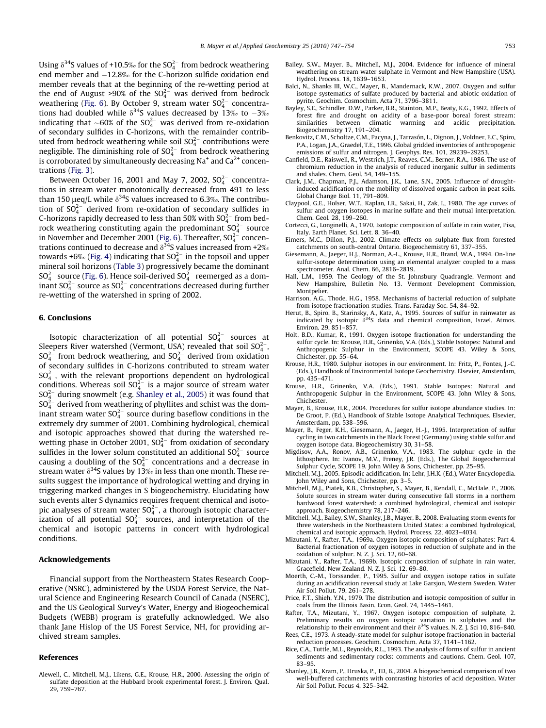Using $\delta^{34}S$ values of +10.5‰ for the $SO_4^{2-}$ from bedrock weathering end member and −12.8‰ for the C-horizon sulfide oxidation end member reveals that at the beginning of the re-wetting period at the end of August >90% of the $SO_4^{2-}$ was derived from bedrock weathering (Fig. 6). By October 9, stream water $SO_4^{2-}$ concentrations had doubled while $\delta^{34}S$ values decreased by 13‰ to −3‰ indicating that ~60% of the $SO_4^{2-}$ was derived from re-oxidation of secondary sulfides in C-horizons, with the remainder contributed from bedrock weathering while soil $SO_4^{2-}$ contributions were negligible. The diminishing role of $SO_4^{2-}$ from bedrock weathering is corroborated by simultaneously decreasing $Na^+$ and $Ca^{2+}$ concentrations (Fig. 3).

Between October 16, 2001 and May 7, 2002, $SO_4^{2-}$ concentrations in stream water monotonically decreased from 491 to less than 150 μeq/L while $\delta^{34}S$ values increased to 6.3‰. The contribution of $SO_4^{2-}$ derived from re-oxidation of secondary sulfides in C-horizons rapidly decreased to less than 50% with $SO_4^{2-}$ from bedrock weathering constituting again the predominant $SO_4^{2-}$ source in November and December 2001 (Fig. 6). Thereafter, $SO_4^{2-}$ concentrations continued to decrease and $\delta^{34}S$ values increased from +2‰ towards +6‰ (Fig. 4) indicating that $SO_4^{2-}$ in the topsoil and upper mineral soil horizons (Table 3) progressively became the dominant $SO_4^{2-}$ source (Fig. 6). Hence soil-derived $SO_4^{2-}$ reemerged as a dominant $SO_4^{2-}$ source as $SO_4^{2-}$ concentrations decreased during further re-wetting of the watershed in spring of 2002.

## 6. Conclusions

Isotopic characterization of all potential $SO_4^{2-}$ sources at Sleepers River watershed (Vermont, USA) revealed that soil $SO_4^{2-}$, $SO_4^{2-}$ from bedrock weathering, and $SO_4^{2-}$ derived from oxidation of secondary sulfides in C-horizons contributed to stream water $SO_4^{2-}$, with the relevant proportions dependent on hydrological conditions. Whereas soil $SO_4^{2-}$ is a major source of stream water $SO_4^{2-}$ during snowmelt (e.g. Shanley et al., 2005) it was found that $SO_4^{2-}$ derived from weathering of phyllites and schist was the dominant stream water $SO_4^{2-}$ source during baseflow conditions in the extremely dry summer of 2001. Combining hydrological, chemical and isotopic approaches showed that during the watershed re-wetting phase in October 2001, $SO_4^{2-}$ from oxidation of secondary sulfides in the lower solum constituted an additional $SO_4^{2-}$ source causing a doubling of the $SO_4^{2-}$ concentrations and a decrease in stream water $\delta^{34}S$ values by 13‰ in less than one month. These results suggest the importance of hydrological wetting and drying in triggering marked changes in S biogeochemistry. Elucidating how such events alter S dynamics requires frequent chemical and isotopic analyses of stream water $SO_4^{2-}$, a thorough isotopic characterization of all potential $SO_4^{2-}$ sources, and interpretation of the chemical and isotopic patterns in concert with hydrological conditions.

## Acknowledgements

Financial support from the Northeastern States Research Cooperative (NSRC), administered by the USDA Forest Service, the Natural Science and Engineering Research Council of Canada (NSERC), and the US Geological Survey's Water, Energy and Biogeochemical Budgets (WEBB) program is gratefully acknowledged. We also thank Jane Hislop of the US Forest Service, NH, for providing archived stream samples.

## References

Alewell, C., Mitchell, M.J., Likens, G.E., Krouse, H.R., 2000. Assessing the origin of sulfate deposition at the Hubbard brook experimental forest. J. Environ. Qual. 29, 759–767.

Bailey, S.W., Mayer, B., Mitchell, M.J., 2004. Evidence for influence of mineral weathering on stream water sulphate in Vermont and New Hampshire (USA). Hydrol. Process. 18, 1639–1653.

Balci, N., Shanks III, W.C., Mayer, B., Mandernack, K.W., 2007. Oxygen and sulfur isotope systematics of sulfate produced by bacterial and abiotic oxidation of pyrite. Geochim. Cosmochim. Acta 71, 3796–3811.

Bayley, S.E., Schindler, D.W., Parker, B.R., Stainton, M.P., Beaty, K.G., 1992. Effects of forest fire and drought on acidity of a base-poor boreal forest stream: similarities between climatic warming and acidic precipitation. Biogeochemistry 17, 191–204.

Benkovitz, C.M., Scholtze, C.M., Pacyna, J., Tarrasón, L., Dignon, J., Voldner, E.C., Spiro, P.A., Logan, J.A., Graedel, T.E., 1996. Global gridded inventories of anthropogenic emissions of sulfur and nitrogen. J. Geophys. Res. 101, 29239–29253.

Canfield, D.E., Raiswell, R., Westrich, J.T., Reaves, C.M., Berner, R.A., 1986. The use of chromium reduction in the analysis of reduced inorganic sulfur in sediments and shales. Chem. Geol. 54, 149–155.

Clark, J.M., Chapman, P.J., Adamson, J.K., Lane, S.N., 2005. Influence of drought-induced acidification on the mobility of dissolved organic carbon in peat soils. Global Change Biol. 11, 791–809.

Claypool, G.E., Holser, W.T., Kaplan, I.R., Sakai, H., Zak, I., 1980. The age curves of sulfur and oxygen isotopes in marine sulfate and their mutual interpretation. Chem. Geol. 28, 199–260.

Cortecci, G., Longinelli, A., 1970. Isotopic composition of sulfate in rain water, Pisa, Italy. Earth Planet. Sci. Lett. 8, 36–40.

Eimers, M.C., Dillon, P.J., 2002. Climate effects on sulphate flux from forested catchments on south-central Ontario. Biogeochemistry 61, 337–355.

Giesemann, A., Jaeger, H.J., Norman, A.-L., Krouse, H.R., Brand, W.A., 1994. On-line sulfur-isotope determination using an elemental analyzer coupled to a mass spectrometer. Anal. Chem. 66, 2816–2819.

Hall, L.M., 1959. The Geology of the St. Johnsbury Quadrangle, Vermont and New Hampshire, Bulletin No. 13. Vermont Development Commission, Montpelier.

Harrison, A.G., Thode, H.G., 1958. Mechanisms of bacterial reduction of sulphate from isotope fractionation studies. Trans. Faraday Soc. 54, 84–92.

Herut, B., Spiro, B., Starinsky, A., Katz, A., 1995. Sources of sulfur in rainwater as indicated by isotopic $\delta^{34}S$ data and chemical composition, Israel. Atmos. Environ. 29, 851–857.

Holt, B.D., Kumar, R., 1991. Oxygen isotope fractionation for understanding the sulfur cycle. In: Krouse, H.R., Grinenko, V.A. (Eds.), Stable Isotopes: Natural and Anthropogenic Sulphur in the Environment, SCOPE 43. Wiley & Sons, Chichester, pp. 55–64.

Krouse, H.R., 1980. Sulphur isotopes in our environment. In: Fritz, P., Fontes, J.-C. (Eds.), Handbook of Environmental Isotope Geochemistry. Elsevier, Amsterdam, pp. 435–471.

Krouse, H.R., Grinenko, V.A. (Eds.), 1991. Stable Isotopes: Natural and Anthropogenic Sulphur in the Environment, SCOPE 43. John Wiley & Sons, Chichester.

Mayer, B., Krouse, H.R., 2004. Procedures for sulfur isotope abundance studies. In: De Groot, P. (Ed.), Handbook of Stable Isotope Analytical Techniques. Elsevier, Amsterdam, pp. 538–596.

Mayer, B., Feger, K.H., Giesemann, A., Jaeger, H.-J., 1995. Interpretation of sulfur cycling in two catchments in the Black Forest (Germany) using stable sulfur and oxygen isotope data. Biogeochemistry 30, 31–58.

Migdisov, A.A., Ronov, A.B., Grinenko, V.A., 1983. The sulphur cycle in the lithosphere. In: Ivanov, M.V., Freney, J.R. (Eds.), The Global Biogeochemical Sulphur Cycle, SCOPE 19. John Wiley & Sons, Chichester, pp. 25–95.

Mitchell, M.J., 2005. Episodic acidification. In: Lehr, J.H.K. (Ed.), Water Encyclopedia. John Wiley and Sons, Chichester, pp. 3–5.

Mitchell, M.J., Piatek, K.B., Christopher, S., Mayer, B., Kendall, C., McHale, P., 2006. Solute sources in stream water during consecutive fall storms in a northern hardwood forest watershed: a combined hydrological, chemical and isotopic approach. Biogeochemistry 78, 217–246.

Mitchell, M.J., Bailey, S.W., Shanley, J.B., Mayer, B., 2008. Evaluating storm events for three watersheds in the Northeastern United States: a combined hydrological, chemical and isotopic approach. Hydrol. Process. 22, 4023–4034.

Mizutani, Y., Rafter, T.A., 1969a. Oxygen isotopic composition of sulphates: Part 4. Bacterial fractionation of oxygen isotopes in reduction of sulphate and in the oxidation of sulphur. N. Z. J. Sci. 12, 60–68.

Mizutani, Y., Rafter, T.A., 1969b. Isotopic composition of sulphate in rain water, Gracefield, New Zealand. N. Z. J. Sci. 12, 69–80.

Moerth, C.-M., Torssander, P., 1995. Sulfur and oxygen isotope ratios in sulfate during an acidification reversal study at Lake Garsjon, Western Sweden. Water Air Soil Pollut. 79, 261–278.

Price, F.T., Shieh, Y.N., 1979. The distribution and isotopic composition of sulfur in coals from the Illinois Basin. Econ. Geol. 74, 1445–1461.

Rafter, T.A., Mizutani, Y., 1967. Oxygen isotopic composition of sulphate, 2. Preliminary results on oxygen isotopic variation in sulphates and the relationship to their environment and their $\delta^{34}S$ values. N. Z. J. Sci 10, 816–840.

Rees, C.E., 1973. A steady-state model for sulphur isotope fractionation in bacterial reduction processes. Geochim. Cosmochim. Acta 37, 1141–1162.

Rice, C.A., Tuttle, M.L., Reynolds, R.L., 1993. The analysis of forms of sulfur in ancient sediments and sedimentary rocks: comments and cautions. Chem. Geol. 107, 83–95.

Shanley, J.B., Kram, P., Hruska, P., TD, B., 2004. A biogeochemical comparison of two well-buffered catchments with contrasting histories of acid deposition. Water Air Soil Pollut. Focus 4, 325–342.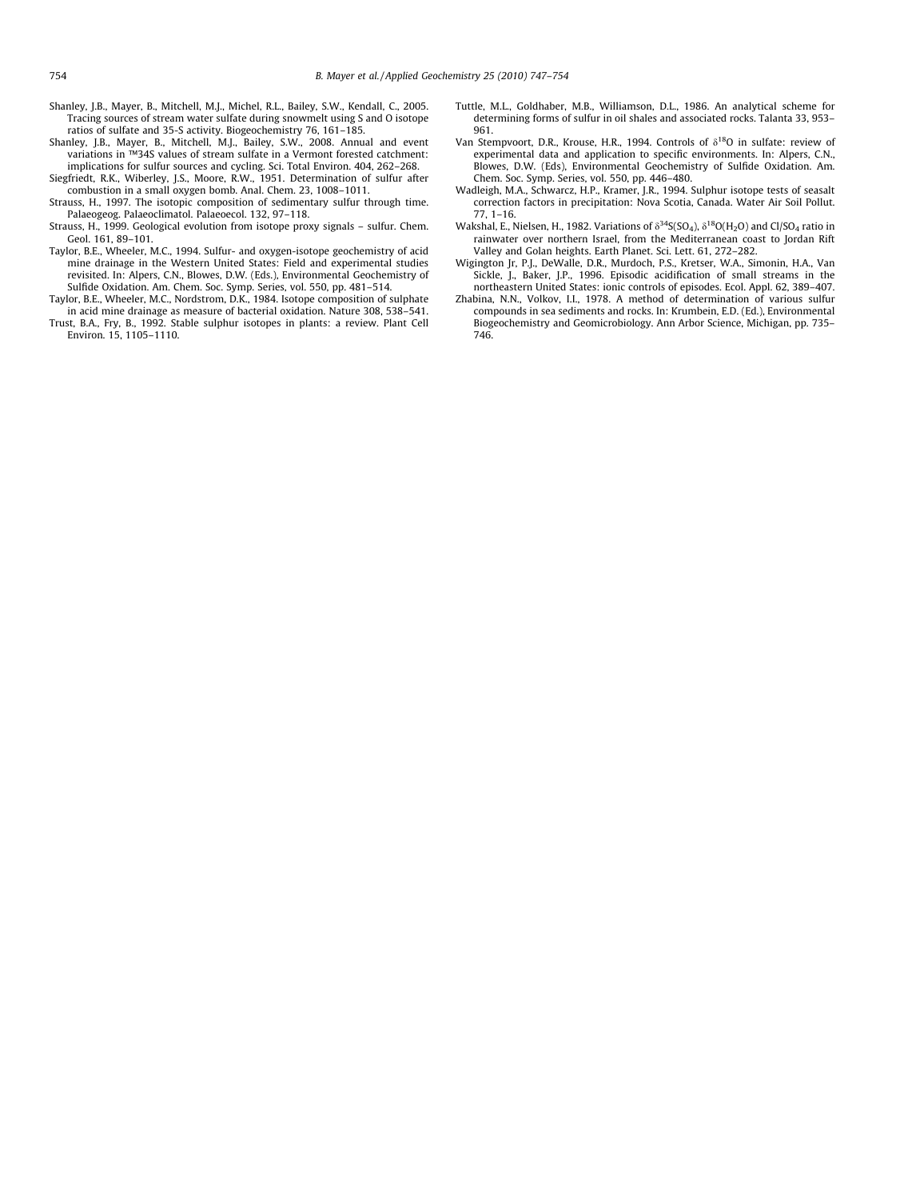Shanley, J.B., Mayer, B., Mitchell, M.J., Michel, R.L., Bailey, S.W., Kendall, C., 2005. Tracing sources of stream water sulfate during snowmelt using S and O isotope ratios of sulfate and 35-S activity. Biogeochemistry 76, 161–185.

Shanley, J.B., Mayer, B., Mitchell, M.J., Bailey, S.W., 2008. Annual and event variations in ™34S values of stream sulfate in a Vermont forested catchment: implications for sulfur sources and cycling. Sci. Total Environ. 404, 262–268.

Siegfriedt, R.K., Wiberley, J.S., Moore, R.W., 1951. Determination of sulfur after combustion in a small oxygen bomb. Anal. Chem. 23, 1008–1011.

Strauss, H., 1997. The isotopic composition of sedimentary sulfur through time. Palaeogeog. Palaeoclimatol. Palaeoecol. 132, 97–118.

Strauss, H., 1999. Geological evolution from isotope proxy signals – sulfur. Chem. Geol. 161, 89–101.

Taylor, B.E., Wheeler, M.C., 1994. Sulfur- and oxygen-isotope geochemistry of acid mine drainage in the Western United States: Field and experimental studies revisited. In: Alpers, C.N., Blowes, D.W. (Eds.), Environmental Geochemistry of Sulfide Oxidation. Am. Chem. Soc. Symp. Series, vol. 550, pp. 481–514.

Taylor, B.E., Wheeler, M.C., Nordstrom, D.K., 1984. Isotope composition of sulphate in acid mine drainage as measure of bacterial oxidation. Nature 308, 538–541.

Trust, B.A., Fry, B., 1992. Stable sulphur isotopes in plants: a review. Plant Cell Environ. 15, 1105–1110.

Tuttle, M.L., Goldhaber, M.B., Williamson, D.L., 1986. An analytical scheme for determining forms of sulfur in oil shales and associated rocks. Talanta 33, 953–961.

Van Stempvoort, D.R., Krouse, H.R., 1994. Controls of $\delta^{18}O$ in sulfate: review of experimental data and application to specific environments. In: Alpers, C.N., Blowes, D.W. (Eds), Environmental Geochemistry of Sulfide Oxidation. Am. Chem. Soc. Symp. Series, vol. 550, pp. 446–480.

Wadleigh, M.A., Schwarcz, H.P., Kramer, J.R., 1994. Sulphur isotope tests of seasalt correction factors in precipitation: Nova Scotia, Canada. Water Air Soil Pollut. 77, 1–16.

Wakshal, E., Nielsen, H., 1982. Variations of $\delta^{34}S(SO_4)$, $\delta^{18}O(H_2O)$ and $Cl/SO_4$ ratio in rainwater over northern Israel, from the Mediterranean coast to Jordan Rift Valley and Golan heights. Earth Planet. Sci. Lett. 61, 272–282.

Wigington Jr, P.J., DeWalle, D.R., Murdoch, P.S., Kretser, W.A., Simonin, H.A., Van Sickle, J., Baker, J.P., 1996. Episodic acidification of small streams in the northeastern United States: ionic controls of episodes. Ecol. Appl. 62, 389–407.

Zhabina, N.N., Volkov, I.I., 1978. A method of determination of various sulfur compounds in sea sediments and rocks. In: Krumbein, E.D. (Ed.), Environmental Biogeochemistry and Geomicrobiology. Ann Arbor Science, Michigan, pp. 735–746.